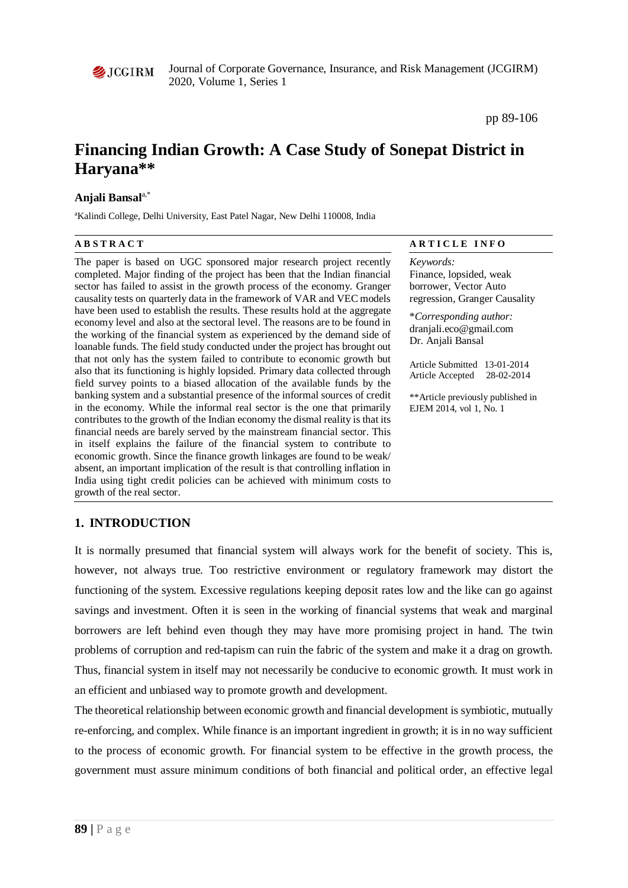# Financing Indian Growth: A Case Study of Sonepat District in Haryana**

**Anjali Bansal**[a,*]

[a]Kalindi College, Delhi University, East Patel Nagar, New Delhi 110008, India

**A B S T R A C T**

The paper is based on UGC sponsored major research project recently completed. Major finding of the project has been that the Indian financial sector has failed to assist in the growth process of the economy. Granger causality tests on quarterly data in the framework of VAR and VEC models have been used to establish the results. These results hold at the aggregate economy level and also at the sectoral level. The reasons are to be found in the working of the financial system as experienced by the demand side of loanable funds. The field study conducted under the project has brought out that not only has the system failed to contribute to economic growth but also that its functioning is highly lopsided. Primary data collected through field survey points to a biased allocation of the available funds by the banking system and a substantial presence of the informal sources of credit in the economy. While the informal real sector is the one that primarily contributes to the growth of the Indian economy the dismal reality is that its financial needs are barely served by the mainstream financial sector. This in itself explains the failure of the financial system to contribute to economic growth. Since the finance growth linkages are found to be weak/ absent, an important implication of the result is that controlling inflation in India using tight credit policies can be achieved with minimum costs to growth of the real sector.

**A R T I C L E   I N F O**

*Keywords:*
Finance, lopsided, weak borrower, Vector Auto regression, Granger Causality

\**Corresponding author:*
dranjali.eco@gmail.com
Dr. Anjali Bansal

Article Submitted 13-01-2014
Article Accepted 28-02-2014

**Article previously published in EJEM 2014, vol 1, No. 1

## 1. INTRODUCTION

It is normally presumed that financial system will always work for the benefit of society. This is, however, not always true. Too restrictive environment or regulatory framework may distort the functioning of the system. Excessive regulations keeping deposit rates low and the like can go against savings and investment. Often it is seen in the working of financial systems that weak and marginal borrowers are left behind even though they may have more promising project in hand. The twin problems of corruption and red-tapism can ruin the fabric of the system and make it a drag on growth. Thus, financial system in itself may not necessarily be conducive to economic growth. It must work in an efficient and unbiased way to promote growth and development.

The theoretical relationship between economic growth and financial development is symbiotic, mutually re-enforcing, and complex. While finance is an important ingredient in growth; it is in no way sufficient to the process of economic growth. For financial system to be effective in the growth process, the government must assure minimum conditions of both financial and political order, an effective legal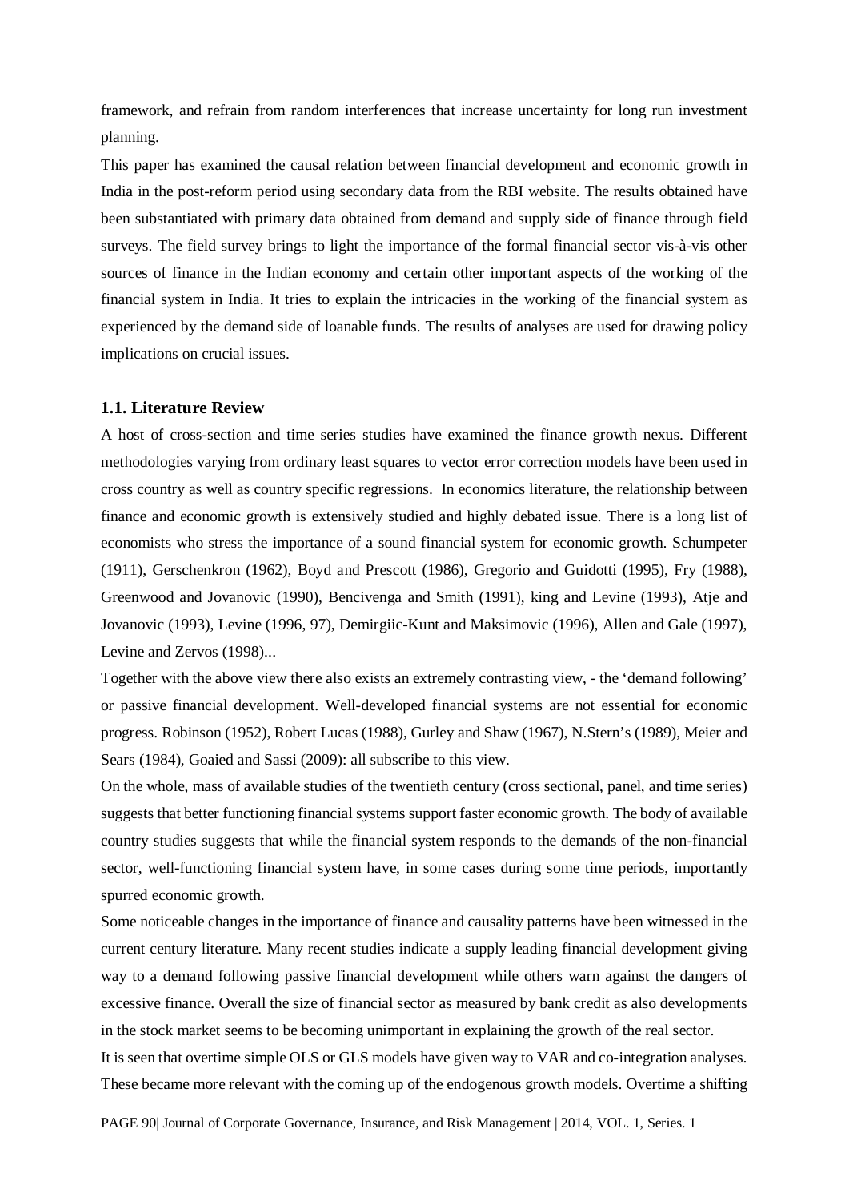framework, and refrain from random interferences that increase uncertainty for long run investment planning.

This paper has examined the causal relation between financial development and economic growth in India in the post-reform period using secondary data from the RBI website. The results obtained have been substantiated with primary data obtained from demand and supply side of finance through field surveys. The field survey brings to light the importance of the formal financial sector vis-à-vis other sources of finance in the Indian economy and certain other important aspects of the working of the financial system in India. It tries to explain the intricacies in the working of the financial system as experienced by the demand side of loanable funds. The results of analyses are used for drawing policy implications on crucial issues.

### 1.1. Literature Review

A host of cross-section and time series studies have examined the finance growth nexus. Different methodologies varying from ordinary least squares to vector error correction models have been used in cross country as well as country specific regressions. In economics literature, the relationship between finance and economic growth is extensively studied and highly debated issue. There is a long list of economists who stress the importance of a sound financial system for economic growth. Schumpeter (1911), Gerschenkron (1962), Boyd and Prescott (1986), Gregorio and Guidotti (1995), Fry (1988), Greenwood and Jovanovic (1990), Bencivenga and Smith (1991), king and Levine (1993), Atje and Jovanovic (1993), Levine (1996, 97), Demirgiic-Kunt and Maksimovic (1996), Allen and Gale (1997), Levine and Zervos (1998)...

Together with the above view there also exists an extremely contrasting view, - the 'demand following' or passive financial development. Well-developed financial systems are not essential for economic progress. Robinson (1952), Robert Lucas (1988), Gurley and Shaw (1967), N.Stern's (1989), Meier and Sears (1984), Goaied and Sassi (2009): all subscribe to this view.

On the whole, mass of available studies of the twentieth century (cross sectional, panel, and time series) suggests that better functioning financial systems support faster economic growth. The body of available country studies suggests that while the financial system responds to the demands of the non-financial sector, well-functioning financial system have, in some cases during some time periods, importantly spurred economic growth.

Some noticeable changes in the importance of finance and causality patterns have been witnessed in the current century literature. Many recent studies indicate a supply leading financial development giving way to a demand following passive financial development while others warn against the dangers of excessive finance. Overall the size of financial sector as measured by bank credit as also developments in the stock market seems to be becoming unimportant in explaining the growth of the real sector.

It is seen that overtime simple OLS or GLS models have given way to VAR and co-integration analyses. These became more relevant with the coming up of the endogenous growth models. Overtime a shifting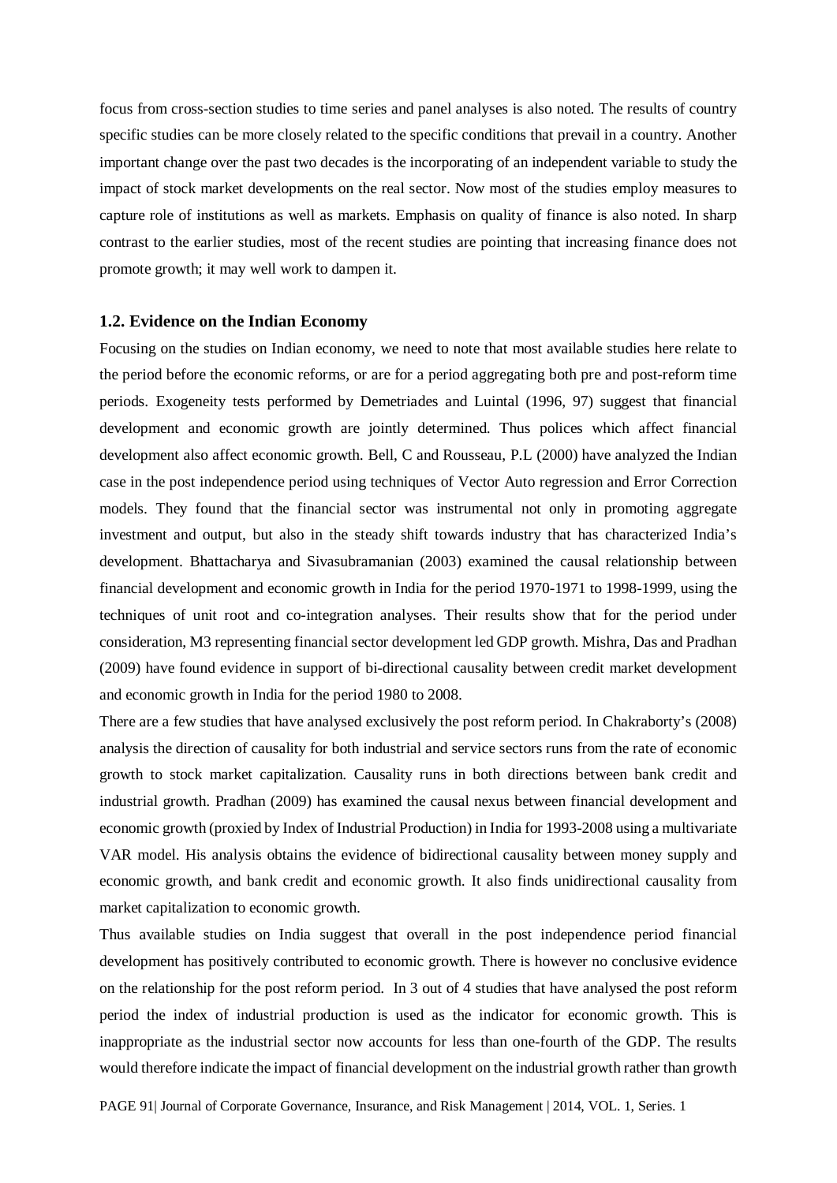focus from cross-section studies to time series and panel analyses is also noted. The results of country specific studies can be more closely related to the specific conditions that prevail in a country. Another important change over the past two decades is the incorporating of an independent variable to study the impact of stock market developments on the real sector. Now most of the studies employ measures to capture role of institutions as well as markets. Emphasis on quality of finance is also noted. In sharp contrast to the earlier studies, most of the recent studies are pointing that increasing finance does not promote growth; it may well work to dampen it.

### 1.2. Evidence on the Indian Economy

Focusing on the studies on Indian economy, we need to note that most available studies here relate to the period before the economic reforms, or are for a period aggregating both pre and post-reform time periods. Exogeneity tests performed by Demetriades and Luintal (1996, 97) suggest that financial development and economic growth are jointly determined. Thus polices which affect financial development also affect economic growth. Bell, C and Rousseau, P.L (2000) have analyzed the Indian case in the post independence period using techniques of Vector Auto regression and Error Correction models. They found that the financial sector was instrumental not only in promoting aggregate investment and output, but also in the steady shift towards industry that has characterized India's development. Bhattacharya and Sivasubramanian (2003) examined the causal relationship between financial development and economic growth in India for the period 1970-1971 to 1998-1999, using the techniques of unit root and co-integration analyses. Their results show that for the period under consideration, M3 representing financial sector development led GDP growth. Mishra, Das and Pradhan (2009) have found evidence in support of bi-directional causality between credit market development and economic growth in India for the period 1980 to 2008.

There are a few studies that have analysed exclusively the post reform period. In Chakraborty's (2008) analysis the direction of causality for both industrial and service sectors runs from the rate of economic growth to stock market capitalization. Causality runs in both directions between bank credit and industrial growth. Pradhan (2009) has examined the causal nexus between financial development and economic growth (proxied by Index of Industrial Production) in India for 1993-2008 using a multivariate VAR model. His analysis obtains the evidence of bidirectional causality between money supply and economic growth, and bank credit and economic growth. It also finds unidirectional causality from market capitalization to economic growth.

Thus available studies on India suggest that overall in the post independence period financial development has positively contributed to economic growth. There is however no conclusive evidence on the relationship for the post reform period. In 3 out of 4 studies that have analysed the post reform period the index of industrial production is used as the indicator for economic growth. This is inappropriate as the industrial sector now accounts for less than one-fourth of the GDP. The results would therefore indicate the impact of financial development on the industrial growth rather than growth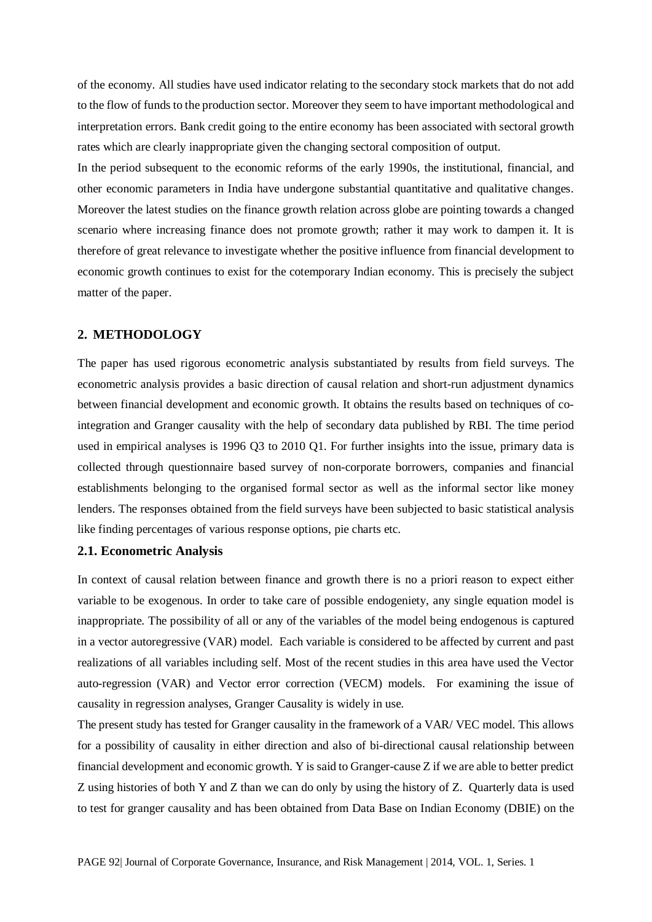of the economy. All studies have used indicator relating to the secondary stock markets that do not add to the flow of funds to the production sector. Moreover they seem to have important methodological and interpretation errors. Bank credit going to the entire economy has been associated with sectoral growth rates which are clearly inappropriate given the changing sectoral composition of output.

In the period subsequent to the economic reforms of the early 1990s, the institutional, financial, and other economic parameters in India have undergone substantial quantitative and qualitative changes. Moreover the latest studies on the finance growth relation across globe are pointing towards a changed scenario where increasing finance does not promote growth; rather it may work to dampen it. It is therefore of great relevance to investigate whether the positive influence from financial development to economic growth continues to exist for the cotemporary Indian economy. This is precisely the subject matter of the paper.

## 2. METHODOLOGY

The paper has used rigorous econometric analysis substantiated by results from field surveys. The econometric analysis provides a basic direction of causal relation and short-run adjustment dynamics between financial development and economic growth. It obtains the results based on techniques of co-integration and Granger causality with the help of secondary data published by RBI. The time period used in empirical analyses is 1996 Q3 to 2010 Q1. For further insights into the issue, primary data is collected through questionnaire based survey of non-corporate borrowers, companies and financial establishments belonging to the organised formal sector as well as the informal sector like money lenders. The responses obtained from the field surveys have been subjected to basic statistical analysis like finding percentages of various response options, pie charts etc.

### 2.1. Econometric Analysis

In context of causal relation between finance and growth there is no a priori reason to expect either variable to be exogenous. In order to take care of possible endogeniety, any single equation model is inappropriate. The possibility of all or any of the variables of the model being endogenous is captured in a vector autoregressive (VAR) model. Each variable is considered to be affected by current and past realizations of all variables including self. Most of the recent studies in this area have used the Vector auto-regression (VAR) and Vector error correction (VECM) models. For examining the issue of causality in regression analyses, Granger Causality is widely in use.

The present study has tested for Granger causality in the framework of a VAR/ VEC model. This allows for a possibility of causality in either direction and also of bi-directional causal relationship between financial development and economic growth. Y is said to Granger-cause Z if we are able to better predict Z using histories of both Y and Z than we can do only by using the history of Z. Quarterly data is used to test for granger causality and has been obtained from Data Base on Indian Economy (DBIE) on the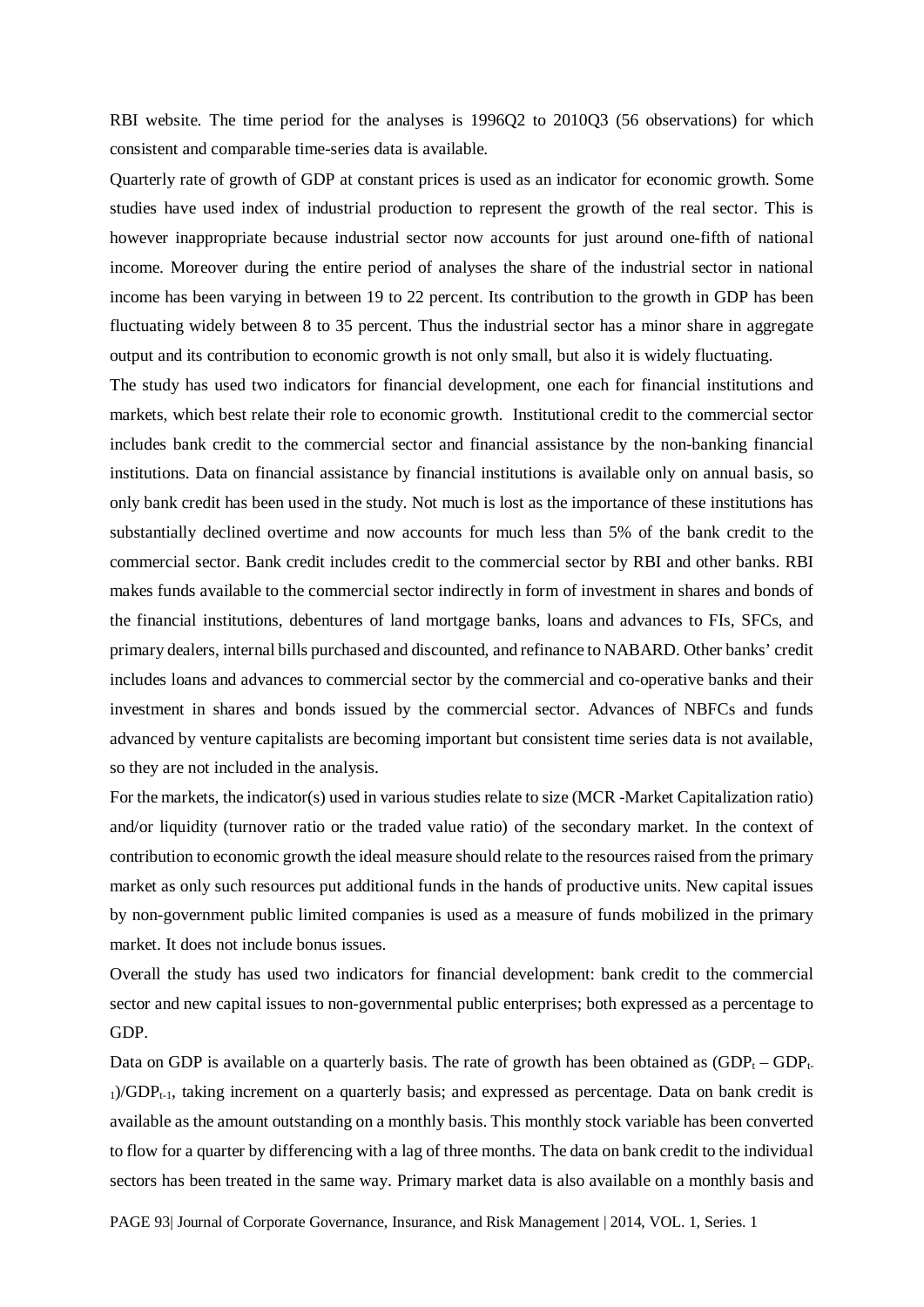RBI website. The time period for the analyses is 1996Q2 to 2010Q3 (56 observations) for which consistent and comparable time-series data is available.

Quarterly rate of growth of GDP at constant prices is used as an indicator for economic growth. Some studies have used index of industrial production to represent the growth of the real sector. This is however inappropriate because industrial sector now accounts for just around one-fifth of national income. Moreover during the entire period of analyses the share of the industrial sector in national income has been varying in between 19 to 22 percent. Its contribution to the growth in GDP has been fluctuating widely between 8 to 35 percent. Thus the industrial sector has a minor share in aggregate output and its contribution to economic growth is not only small, but also it is widely fluctuating.

The study has used two indicators for financial development, one each for financial institutions and markets, which best relate their role to economic growth. Institutional credit to the commercial sector includes bank credit to the commercial sector and financial assistance by the non-banking financial institutions. Data on financial assistance by financial institutions is available only on annual basis, so only bank credit has been used in the study. Not much is lost as the importance of these institutions has substantially declined overtime and now accounts for much less than 5% of the bank credit to the commercial sector. Bank credit includes credit to the commercial sector by RBI and other banks. RBI makes funds available to the commercial sector indirectly in form of investment in shares and bonds of the financial institutions, debentures of land mortgage banks, loans and advances to FIs, SFCs, and primary dealers, internal bills purchased and discounted, and refinance to NABARD. Other banks' credit includes loans and advances to commercial sector by the commercial and co-operative banks and their investment in shares and bonds issued by the commercial sector. Advances of NBFCs and funds advanced by venture capitalists are becoming important but consistent time series data is not available, so they are not included in the analysis.

For the markets, the indicator(s) used in various studies relate to size (MCR -Market Capitalization ratio) and/or liquidity (turnover ratio or the traded value ratio) of the secondary market. In the context of contribution to economic growth the ideal measure should relate to the resources raised from the primary market as only such resources put additional funds in the hands of productive units. New capital issues by non-government public limited companies is used as a measure of funds mobilized in the primary market. It does not include bonus issues.

Overall the study has used two indicators for financial development: bank credit to the commercial sector and new capital issues to non-governmental public enterprises; both expressed as a percentage to GDP.

Data on GDP is available on a quarterly basis. The rate of growth has been obtained as $(GDP_t - GDP_{t-1})/GDP_{t-1}$, taking increment on a quarterly basis; and expressed as percentage. Data on bank credit is available as the amount outstanding on a monthly basis. This monthly stock variable has been converted to flow for a quarter by differencing with a lag of three months. The data on bank credit to the individual sectors has been treated in the same way. Primary market data is also available on a monthly basis and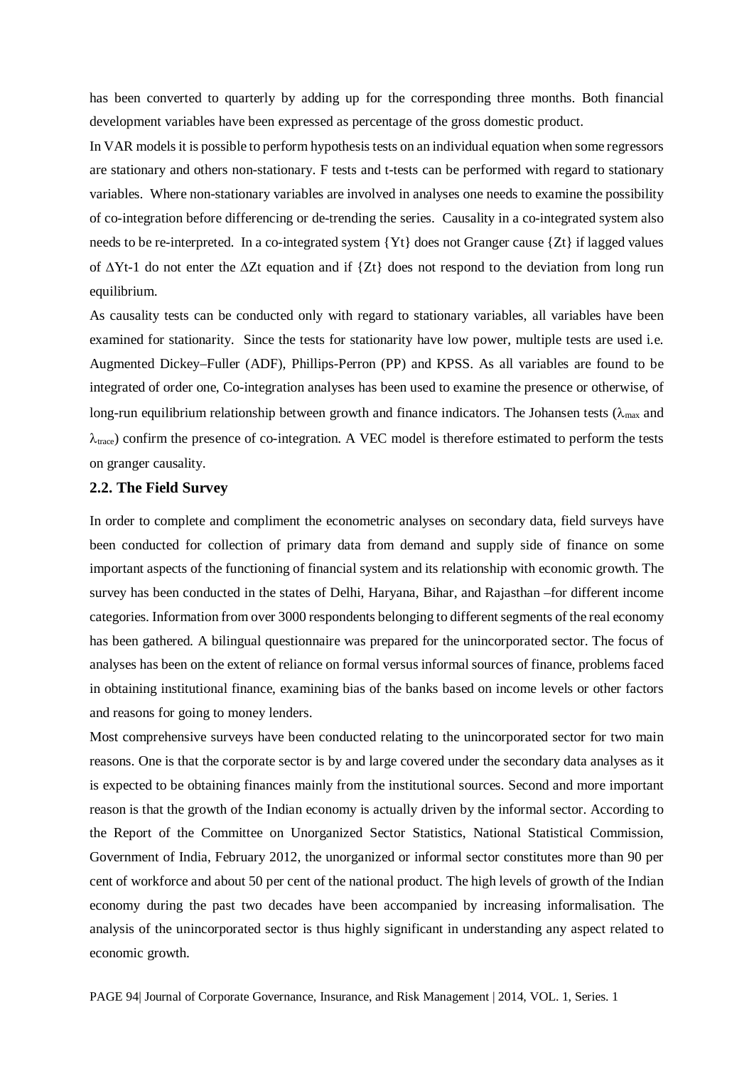has been converted to quarterly by adding up for the corresponding three months. Both financial development variables have been expressed as percentage of the gross domestic product.

In VAR models it is possible to perform hypothesis tests on an individual equation when some regressors are stationary and others non-stationary. F tests and t-tests can be performed with regard to stationary variables. Where non-stationary variables are involved in analyses one needs to examine the possibility of co-integration before differencing or de-trending the series. Causality in a co-integrated system also needs to be re-interpreted. In a co-integrated system $\{Y_t\}$ does not Granger cause $\{Z_t\}$ if lagged values of $\Delta Y_{t-1}$ do not enter the $\Delta Z_t$ equation and if $\{Z_t\}$ does not respond to the deviation from long run equilibrium.

As causality tests can be conducted only with regard to stationary variables, all variables have been examined for stationarity. Since the tests for stationarity have low power, multiple tests are used i.e. Augmented Dickey–Fuller (ADF), Phillips-Perron (PP) and KPSS. As all variables are found to be integrated of order one, Co-integration analyses has been used to examine the presence or otherwise, of long-run equilibrium relationship between growth and finance indicators. The Johansen tests ($\lambda_{max}$ and $\lambda_{trace}$) confirm the presence of co-integration. A VEC model is therefore estimated to perform the tests on granger causality.

## 2.2. The Field Survey

In order to complete and compliment the econometric analyses on secondary data, field surveys have been conducted for collection of primary data from demand and supply side of finance on some important aspects of the functioning of financial system and its relationship with economic growth. The survey has been conducted in the states of Delhi, Haryana, Bihar, and Rajasthan –for different income categories. Information from over 3000 respondents belonging to different segments of the real economy has been gathered. A bilingual questionnaire was prepared for the unincorporated sector. The focus of analyses has been on the extent of reliance on formal versus informal sources of finance, problems faced in obtaining institutional finance, examining bias of the banks based on income levels or other factors and reasons for going to money lenders.

Most comprehensive surveys have been conducted relating to the unincorporated sector for two main reasons. One is that the corporate sector is by and large covered under the secondary data analyses as it is expected to be obtaining finances mainly from the institutional sources. Second and more important reason is that the growth of the Indian economy is actually driven by the informal sector. According to the Report of the Committee on Unorganized Sector Statistics, National Statistical Commission, Government of India, February 2012, the unorganized or informal sector constitutes more than 90 per cent of workforce and about 50 per cent of the national product. The high levels of growth of the Indian economy during the past two decades have been accompanied by increasing informalisation. The analysis of the unincorporated sector is thus highly significant in understanding any aspect related to economic growth.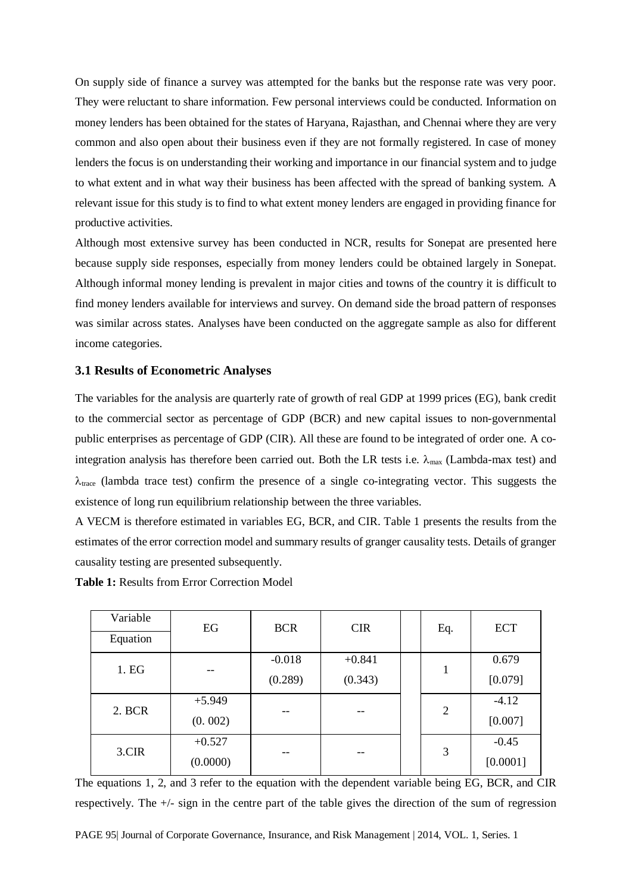On supply side of finance a survey was attempted for the banks but the response rate was very poor. They were reluctant to share information. Few personal interviews could be conducted. Information on money lenders has been obtained for the states of Haryana, Rajasthan, and Chennai where they are very common and also open about their business even if they are not formally registered. In case of money lenders the focus is on understanding their working and importance in our financial system and to judge to what extent and in what way their business has been affected with the spread of banking system. A relevant issue for this study is to find to what extent money lenders are engaged in providing finance for productive activities.

Although most extensive survey has been conducted in NCR, results for Sonepat are presented here because supply side responses, especially from money lenders could be obtained largely in Sonepat. Although informal money lending is prevalent in major cities and towns of the country it is difficult to find money lenders available for interviews and survey. On demand side the broad pattern of responses was similar across states. Analyses have been conducted on the aggregate sample as also for different income categories.

### 3.1 Results of Econometric Analyses

The variables for the analysis are quarterly rate of growth of real GDP at 1999 prices (EG), bank credit to the commercial sector as percentage of GDP (BCR) and new capital issues to non-governmental public enterprises as percentage of GDP (CIR). All these are found to be integrated of order one. A co-integration analysis has therefore been carried out. Both the LR tests i.e. $\lambda_{max}$ (Lambda-max test) and $\lambda_{trace}$ (lambda trace test) confirm the presence of a single co-integrating vector. This suggests the existence of long run equilibrium relationship between the three variables.

A VECM is therefore estimated in variables EG, BCR, and CIR. Table 1 presents the results from the estimates of the error correction model and summary results of granger causality tests. Details of granger causality testing are presented subsequently.

**Table 1:** Results from Error Correction Model

| Variable / Equation | EG | BCR | CIR | | Eq. | ECT |
|---|---|---|---|---|---|---|
| 1. EG | -- | -0.018 (0.289) | +0.841 (0.343) | | 1 | 0.679 [0.079] |
| 2. BCR | +5.949 (0. 002) | -- | -- | | 2 | -4.12 [0.007] |
| 3.CIR | +0.527 (0.0000) | -- | -- | | 3 | -0.45 [0.0001] |

The equations 1, 2, and 3 refer to the equation with the dependent variable being EG, BCR, and CIR respectively. The +/- sign in the centre part of the table gives the direction of the sum of regression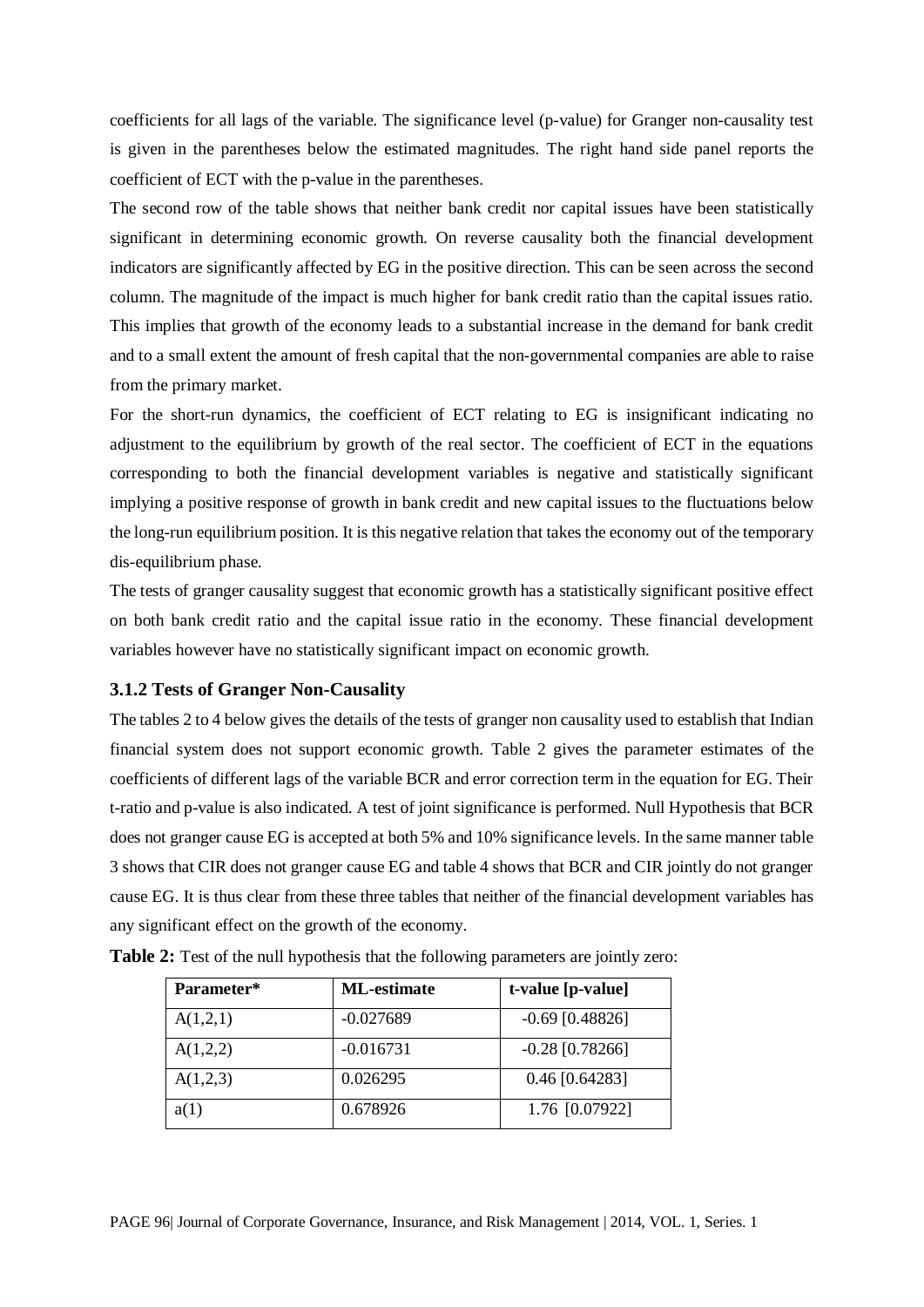coefficients for all lags of the variable. The significance level (p-value) for Granger non-causality test is given in the parentheses below the estimated magnitudes. The right hand side panel reports the coefficient of ECT with the p-value in the parentheses.

The second row of the table shows that neither bank credit nor capital issues have been statistically significant in determining economic growth. On reverse causality both the financial development indicators are significantly affected by EG in the positive direction. This can be seen across the second column. The magnitude of the impact is much higher for bank credit ratio than the capital issues ratio. This implies that growth of the economy leads to a substantial increase in the demand for bank credit and to a small extent the amount of fresh capital that the non-governmental companies are able to raise from the primary market.

For the short-run dynamics, the coefficient of ECT relating to EG is insignificant indicating no adjustment to the equilibrium by growth of the real sector. The coefficient of ECT in the equations corresponding to both the financial development variables is negative and statistically significant implying a positive response of growth in bank credit and new capital issues to the fluctuations below the long-run equilibrium position. It is this negative relation that takes the economy out of the temporary dis-equilibrium phase.

The tests of granger causality suggest that economic growth has a statistically significant positive effect on both bank credit ratio and the capital issue ratio in the economy. These financial development variables however have no statistically significant impact on economic growth.

### 3.1.2 Tests of Granger Non-Causality

The tables 2 to 4 below gives the details of the tests of granger non causality used to establish that Indian financial system does not support economic growth. Table 2 gives the parameter estimates of the coefficients of different lags of the variable BCR and error correction term in the equation for EG. Their t-ratio and p-value is also indicated. A test of joint significance is performed. Null Hypothesis that BCR does not granger cause EG is accepted at both 5% and 10% significance levels. In the same manner table 3 shows that CIR does not granger cause EG and table 4 shows that BCR and CIR jointly do not granger cause EG. It is thus clear from these three tables that neither of the financial development variables has any significant effect on the growth of the economy.

**Table 2:** Test of the null hypothesis that the following parameters are jointly zero:

| Parameter* | ML-estimate | t-value [p-value] |
|---|---|---|
| A(1,2,1) | -0.027689 | -0.69 [0.48826] |
| A(1,2,2) | -0.016731 | -0.28 [0.78266] |
| A(1,2,3) | 0.026295 | 0.46 [0.64283] |
| a(1) | 0.678926 | 1.76 [0.07922] |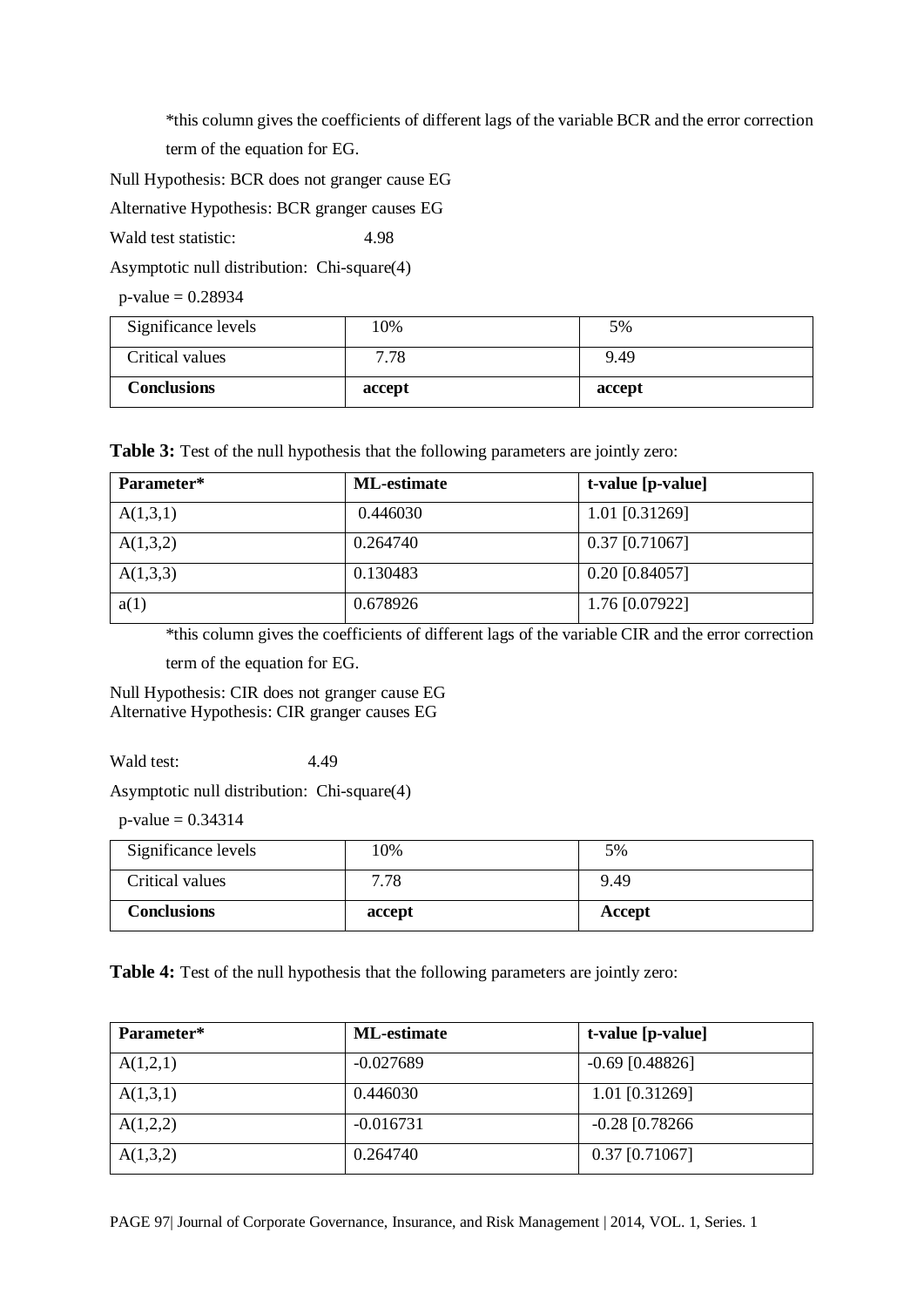*this column gives the coefficients of different lags of the variable BCR and the error correction term of the equation for EG.

Null Hypothesis: BCR does not granger cause EG

Alternative Hypothesis: BCR granger causes EG

Wald test statistic: 4.98

Asymptotic null distribution: Chi-square(4)

p-value = 0.28934

| Significance levels | 10% | 5% |
|---|---|---|
| Critical values | 7.78 | 9.49 |
| **Conclusions** | **accept** | **accept** |

**Table 3:** Test of the null hypothesis that the following parameters are jointly zero:

| Parameter* | ML-estimate | t-value [p-value] |
|---|---|---|
| A(1,3,1) | 0.446030 | 1.01 [0.31269] |
| A(1,3,2) | 0.264740 | 0.37 [0.71067] |
| A(1,3,3) | 0.130483 | 0.20 [0.84057] |
| a(1) | 0.678926 | 1.76 [0.07922] |

*this column gives the coefficients of different lags of the variable CIR and the error correction term of the equation for EG.

Null Hypothesis: CIR does not granger cause EG
Alternative Hypothesis: CIR granger causes EG

Wald test: 4.49

Asymptotic null distribution: Chi-square(4)

p-value = 0.34314

| Significance levels | 10% | 5% |
|---|---|---|
| Critical values | 7.78 | 9.49 |
| **Conclusions** | **accept** | **Accept** |

**Table 4:** Test of the null hypothesis that the following parameters are jointly zero:

| Parameter* | ML-estimate | t-value [p-value] |
|---|---|---|
| A(1,2,1) | -0.027689 | -0.69 [0.48826] |
| A(1,3,1) | 0.446030 | 1.01 [0.31269] |
| A(1,2,2) | -0.016731 | -0.28 [0.78266 |
| A(1,3,2) | 0.264740 | 0.37 [0.71067] |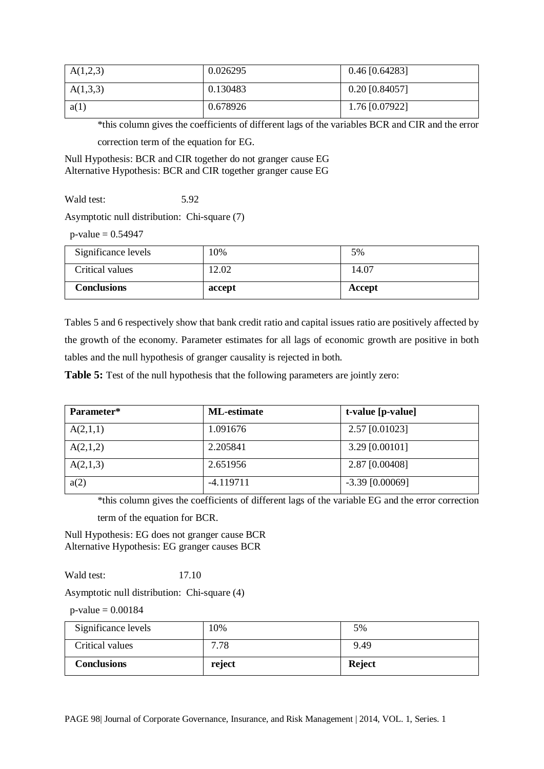| A(1,2,3) | 0.026295 | 0.46 [0.64283] |
|---|---|---|
| A(1,3,3) | 0.130483 | 0.20 [0.84057] |
| a(1) | 0.678926 | 1.76 [0.07922] |

*this column gives the coefficients of different lags of the variables BCR and CIR and the error correction term of the equation for EG.

Null Hypothesis: BCR and CIR together do not granger cause EG
Alternative Hypothesis: BCR and CIR together granger cause EG

Wald test: 5.92

Asymptotic null distribution: Chi-square (7)

p-value = 0.54947

| Significance levels | 10% | 5% |
|---|---|---|
| Critical values | 12.02 | 14.07 |
| **Conclusions** | **accept** | **Accept** |

Tables 5 and 6 respectively show that bank credit ratio and capital issues ratio are positively affected by the growth of the economy. Parameter estimates for all lags of economic growth are positive in both tables and the null hypothesis of granger causality is rejected in both.

**Table 5:** Test of the null hypothesis that the following parameters are jointly zero:

| Parameter* | ML-estimate | t-value [p-value] |
|---|---|---|
| A(2,1,1) | 1.091676 | 2.57 [0.01023] |
| A(2,1,2) | 2.205841 | 3.29 [0.00101] |
| A(2,1,3) | 2.651956 | 2.87 [0.00408] |
| a(2) | -4.119711 | -3.39 [0.00069] |

*this column gives the coefficients of different lags of the variable EG and the error correction term of the equation for BCR.

Null Hypothesis: EG does not granger cause BCR
Alternative Hypothesis: EG granger causes BCR

Wald test: 17.10

Asymptotic null distribution: Chi-square (4)

p-value = 0.00184

| Significance levels | 10% | 5% |
|---|---|---|
| Critical values | 7.78 | 9.49 |
| **Conclusions** | **reject** | **Reject** |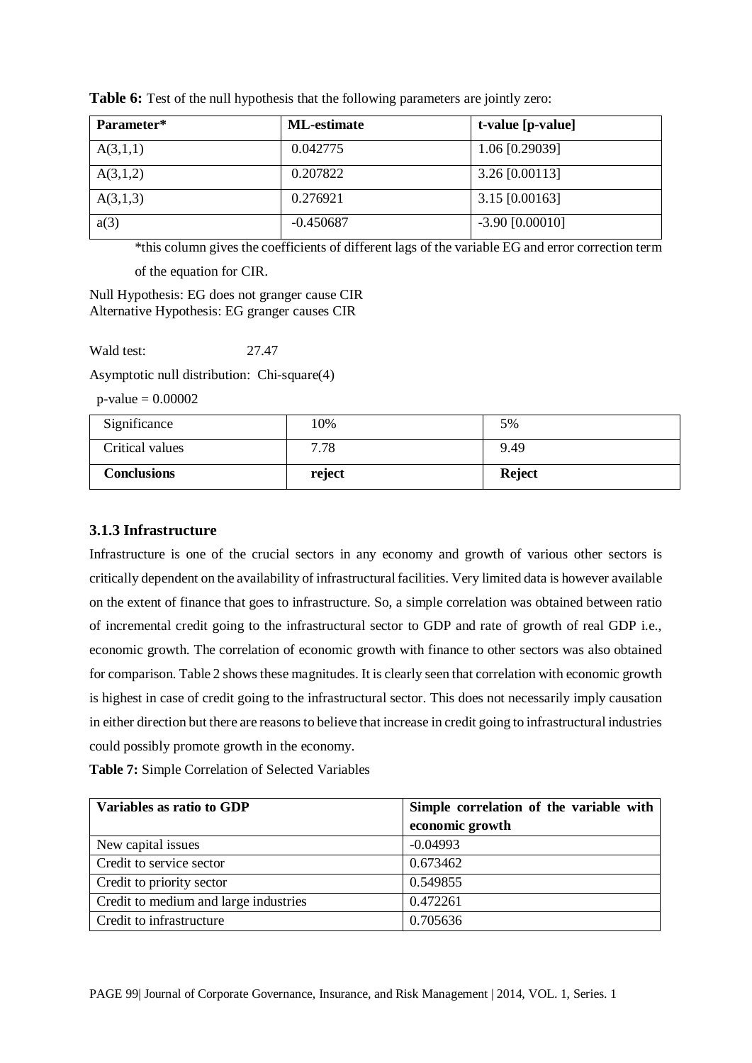**Table 6:** Test of the null hypothesis that the following parameters are jointly zero:

| Parameter* | ML-estimate | t-value [p-value] |
|---|---|---|
| A(3,1,1) | 0.042775 | 1.06 [0.29039] |
| A(3,1,2) | 0.207822 | 3.26 [0.00113] |
| A(3,1,3) | 0.276921 | 3.15 [0.00163] |
| a(3) | -0.450687 | -3.90 [0.00010] |

*this column gives the coefficients of different lags of the variable EG and error correction term of the equation for CIR.

Null Hypothesis: EG does not granger cause CIR  
Alternative Hypothesis: EG granger causes CIR

Wald test: 27.47

Asymptotic null distribution: Chi-square(4)

p-value = 0.00002

| Significance | 10% | 5% |
|---|---|---|
| Critical values | 7.78 | 9.49 |
| **Conclusions** | **reject** | **Reject** |

### 3.1.3 Infrastructure

Infrastructure is one of the crucial sectors in any economy and growth of various other sectors is critically dependent on the availability of infrastructural facilities. Very limited data is however available on the extent of finance that goes to infrastructure. So, a simple correlation was obtained between ratio of incremental credit going to the infrastructural sector to GDP and rate of growth of real GDP i.e., economic growth. The correlation of economic growth with finance to other sectors was also obtained for comparison. Table 2 shows these magnitudes. It is clearly seen that correlation with economic growth is highest in case of credit going to the infrastructural sector. This does not necessarily imply causation in either direction but there are reasons to believe that increase in credit going to infrastructural industries could possibly promote growth in the economy.

**Table 7:** Simple Correlation of Selected Variables

| Variables as ratio to GDP | Simple correlation of the variable with economic growth |
|---|---|
| New capital issues | -0.04993 |
| Credit to service sector | 0.673462 |
| Credit to priority sector | 0.549855 |
| Credit to medium and large industries | 0.472261 |
| Credit to infrastructure | 0.705636 |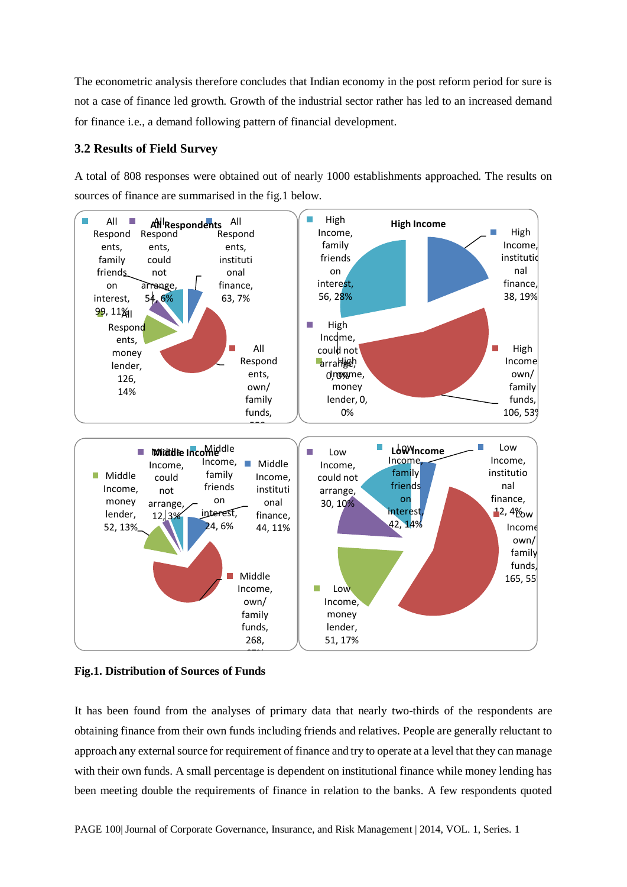The econometric analysis therefore concludes that Indian economy in the post reform period for sure is not a case of finance led growth. Growth of the industrial sector rather has led to an increased demand for finance i.e., a demand following pattern of financial development.

### 3.2 Results of Field Survey

A total of 808 responses were obtained out of nearly 1000 establishments approached. The results on sources of finance are summarised in the fig.1 below.

**Fig.1. Distribution of Sources of Funds**

It has been found from the analyses of primary data that nearly two-thirds of the respondents are obtaining finance from their own funds including friends and relatives. People are generally reluctant to approach any external source for requirement of finance and try to operate at a level that they can manage with their own funds. A small percentage is dependent on institutional finance while money lending has been meeting double the requirements of finance in relation to the banks. A few respondents quoted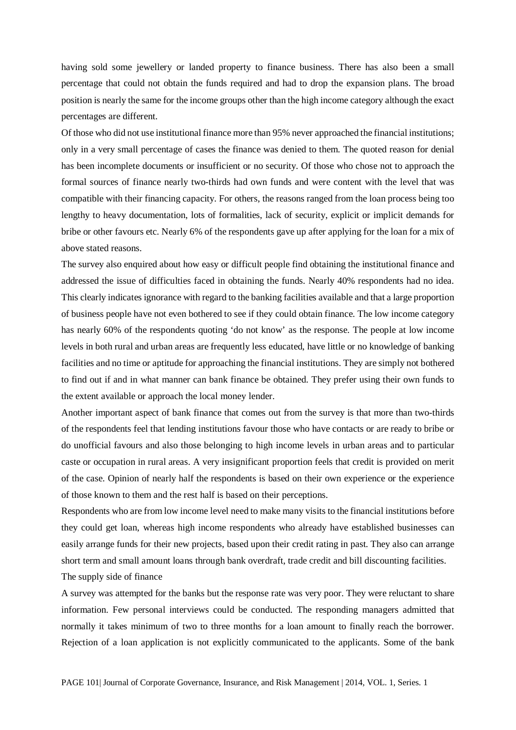having sold some jewellery or landed property to finance business. There has also been a small percentage that could not obtain the funds required and had to drop the expansion plans. The broad position is nearly the same for the income groups other than the high income category although the exact percentages are different.

Of those who did not use institutional finance more than 95% never approached the financial institutions; only in a very small percentage of cases the finance was denied to them. The quoted reason for denial has been incomplete documents or insufficient or no security. Of those who chose not to approach the formal sources of finance nearly two-thirds had own funds and were content with the level that was compatible with their financing capacity. For others, the reasons ranged from the loan process being too lengthy to heavy documentation, lots of formalities, lack of security, explicit or implicit demands for bribe or other favours etc. Nearly 6% of the respondents gave up after applying for the loan for a mix of above stated reasons.

The survey also enquired about how easy or difficult people find obtaining the institutional finance and addressed the issue of difficulties faced in obtaining the funds. Nearly 40% respondents had no idea. This clearly indicates ignorance with regard to the banking facilities available and that a large proportion of business people have not even bothered to see if they could obtain finance. The low income category has nearly 60% of the respondents quoting 'do not know' as the response. The people at low income levels in both rural and urban areas are frequently less educated, have little or no knowledge of banking facilities and no time or aptitude for approaching the financial institutions. They are simply not bothered to find out if and in what manner can bank finance be obtained. They prefer using their own funds to the extent available or approach the local money lender.

Another important aspect of bank finance that comes out from the survey is that more than two-thirds of the respondents feel that lending institutions favour those who have contacts or are ready to bribe or do unofficial favours and also those belonging to high income levels in urban areas and to particular caste or occupation in rural areas. A very insignificant proportion feels that credit is provided on merit of the case. Opinion of nearly half the respondents is based on their own experience or the experience of those known to them and the rest half is based on their perceptions.

Respondents who are from low income level need to make many visits to the financial institutions before they could get loan, whereas high income respondents who already have established businesses can easily arrange funds for their new projects, based upon their credit rating in past. They also can arrange short term and small amount loans through bank overdraft, trade credit and bill discounting facilities.

The supply side of finance

A survey was attempted for the banks but the response rate was very poor. They were reluctant to share information. Few personal interviews could be conducted. The responding managers admitted that normally it takes minimum of two to three months for a loan amount to finally reach the borrower. Rejection of a loan application is not explicitly communicated to the applicants. Some of the bank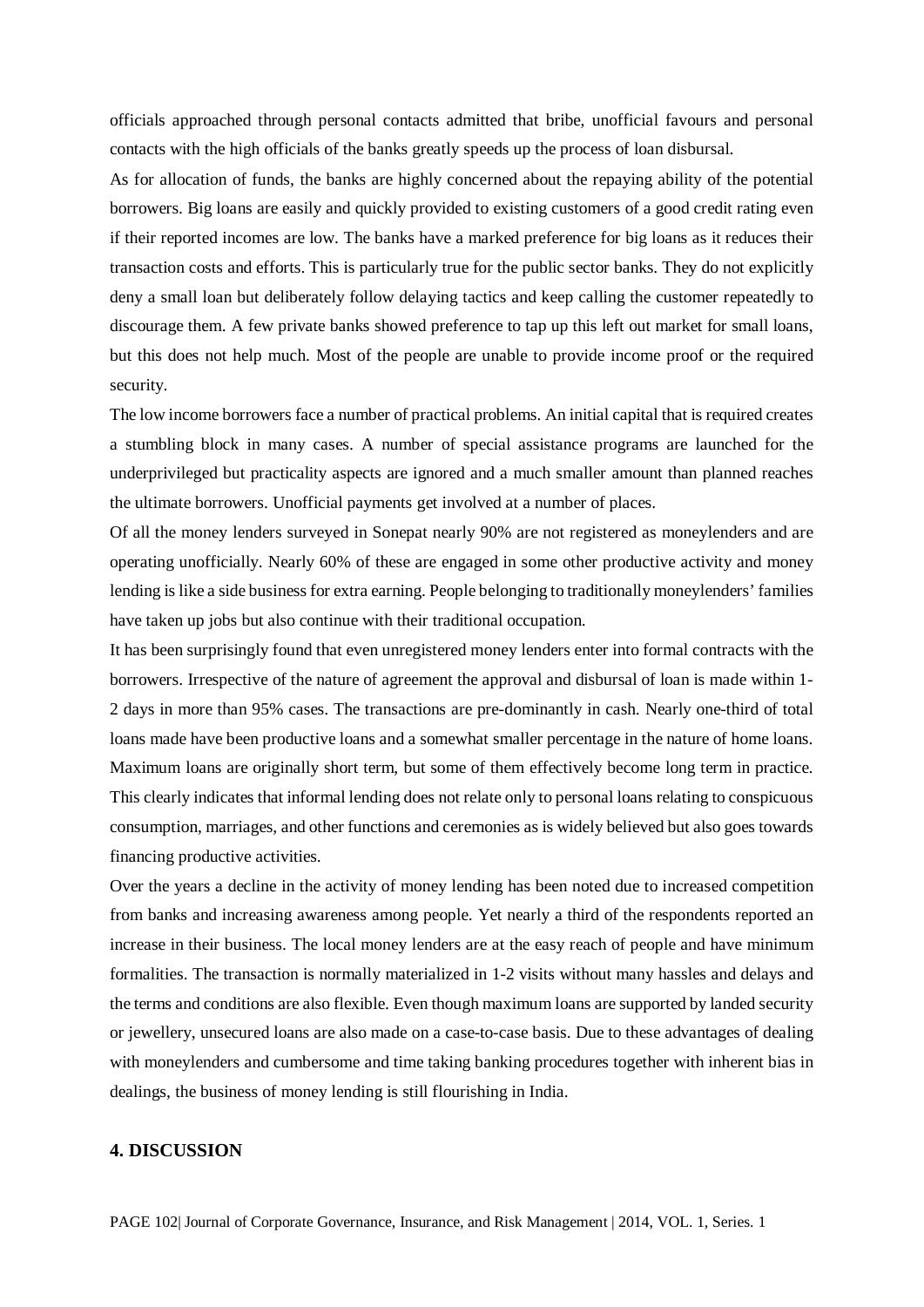officials approached through personal contacts admitted that bribe, unofficial favours and personal contacts with the high officials of the banks greatly speeds up the process of loan disbursal.

As for allocation of funds, the banks are highly concerned about the repaying ability of the potential borrowers. Big loans are easily and quickly provided to existing customers of a good credit rating even if their reported incomes are low. The banks have a marked preference for big loans as it reduces their transaction costs and efforts. This is particularly true for the public sector banks. They do not explicitly deny a small loan but deliberately follow delaying tactics and keep calling the customer repeatedly to discourage them. A few private banks showed preference to tap up this left out market for small loans, but this does not help much. Most of the people are unable to provide income proof or the required security.

The low income borrowers face a number of practical problems. An initial capital that is required creates a stumbling block in many cases. A number of special assistance programs are launched for the underprivileged but practicality aspects are ignored and a much smaller amount than planned reaches the ultimate borrowers. Unofficial payments get involved at a number of places.

Of all the money lenders surveyed in Sonepat nearly 90% are not registered as moneylenders and are operating unofficially. Nearly 60% of these are engaged in some other productive activity and money lending is like a side business for extra earning. People belonging to traditionally moneylenders' families have taken up jobs but also continue with their traditional occupation.

It has been surprisingly found that even unregistered money lenders enter into formal contracts with the borrowers. Irrespective of the nature of agreement the approval and disbursal of loan is made within 1-2 days in more than 95% cases. The transactions are pre-dominantly in cash. Nearly one-third of total loans made have been productive loans and a somewhat smaller percentage in the nature of home loans. Maximum loans are originally short term, but some of them effectively become long term in practice. This clearly indicates that informal lending does not relate only to personal loans relating to conspicuous consumption, marriages, and other functions and ceremonies as is widely believed but also goes towards financing productive activities.

Over the years a decline in the activity of money lending has been noted due to increased competition from banks and increasing awareness among people. Yet nearly a third of the respondents reported an increase in their business. The local money lenders are at the easy reach of people and have minimum formalities. The transaction is normally materialized in 1-2 visits without many hassles and delays and the terms and conditions are also flexible. Even though maximum loans are supported by landed security or jewellery, unsecured loans are also made on a case-to-case basis. Due to these advantages of dealing with moneylenders and cumbersome and time taking banking procedures together with inherent bias in dealings, the business of money lending is still flourishing in India.

## 4. DISCUSSION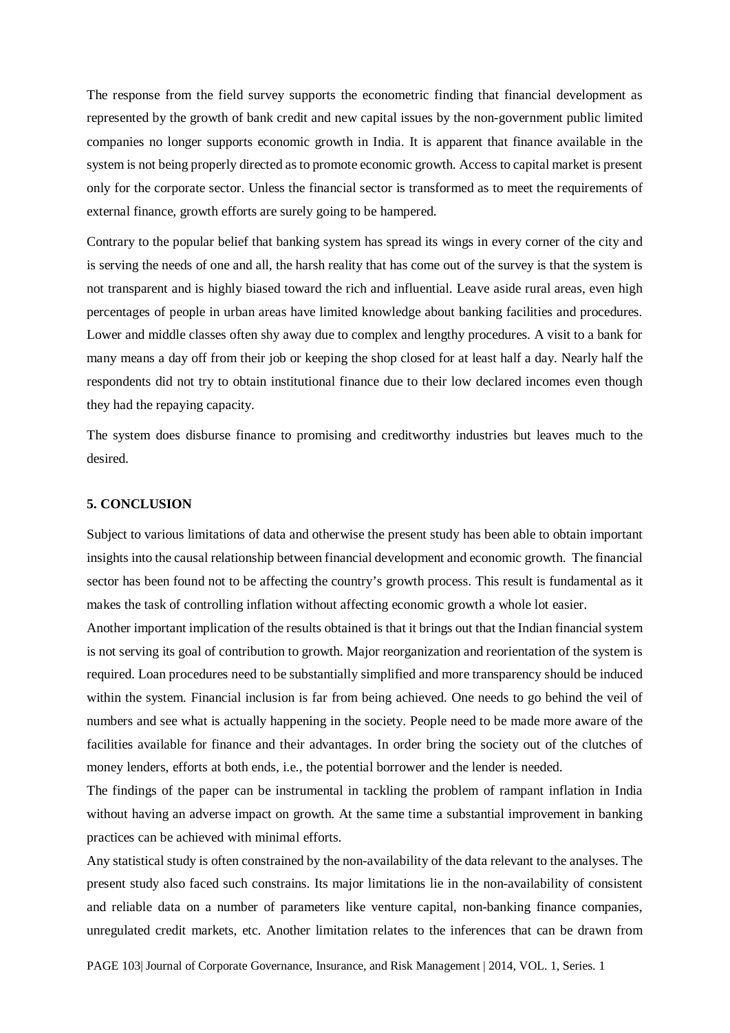The response from the field survey supports the econometric finding that financial development as represented by the growth of bank credit and new capital issues by the non-government public limited companies no longer supports economic growth in India. It is apparent that finance available in the system is not being properly directed as to promote economic growth. Access to capital market is present only for the corporate sector. Unless the financial sector is transformed as to meet the requirements of external finance, growth efforts are surely going to be hampered.

Contrary to the popular belief that banking system has spread its wings in every corner of the city and is serving the needs of one and all, the harsh reality that has come out of the survey is that the system is not transparent and is highly biased toward the rich and influential. Leave aside rural areas, even high percentages of people in urban areas have limited knowledge about banking facilities and procedures. Lower and middle classes often shy away due to complex and lengthy procedures. A visit to a bank for many means a day off from their job or keeping the shop closed for at least half a day. Nearly half the respondents did not try to obtain institutional finance due to their low declared incomes even though they had the repaying capacity.

The system does disburse finance to promising and creditworthy industries but leaves much to the desired.

## 5. CONCLUSION

Subject to various limitations of data and otherwise the present study has been able to obtain important insights into the causal relationship between financial development and economic growth. The financial sector has been found not to be affecting the country's growth process. This result is fundamental as it makes the task of controlling inflation without affecting economic growth a whole lot easier.

Another important implication of the results obtained is that it brings out that the Indian financial system is not serving its goal of contribution to growth. Major reorganization and reorientation of the system is required. Loan procedures need to be substantially simplified and more transparency should be induced within the system. Financial inclusion is far from being achieved. One needs to go behind the veil of numbers and see what is actually happening in the society. People need to be made more aware of the facilities available for finance and their advantages. In order bring the society out of the clutches of money lenders, efforts at both ends, i.e., the potential borrower and the lender is needed.

The findings of the paper can be instrumental in tackling the problem of rampant inflation in India without having an adverse impact on growth. At the same time a substantial improvement in banking practices can be achieved with minimal efforts.

Any statistical study is often constrained by the non-availability of the data relevant to the analyses. The present study also faced such constrains. Its major limitations lie in the non-availability of consistent and reliable data on a number of parameters like venture capital, non-banking finance companies, unregulated credit markets, etc. Another limitation relates to the inferences that can be drawn from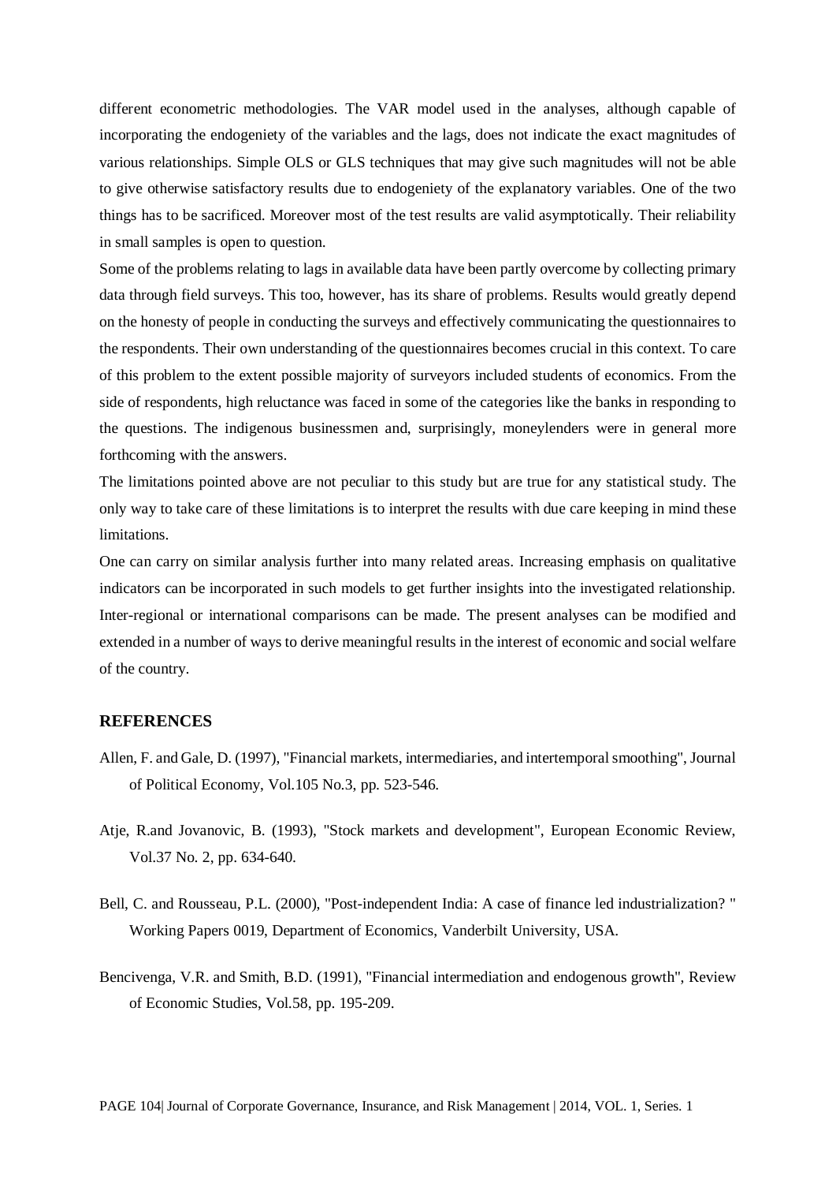different econometric methodologies. The VAR model used in the analyses, although capable of incorporating the endogeniety of the variables and the lags, does not indicate the exact magnitudes of various relationships. Simple OLS or GLS techniques that may give such magnitudes will not be able to give otherwise satisfactory results due to endogeniety of the explanatory variables. One of the two things has to be sacrificed. Moreover most of the test results are valid asymptotically. Their reliability in small samples is open to question.

Some of the problems relating to lags in available data have been partly overcome by collecting primary data through field surveys. This too, however, has its share of problems. Results would greatly depend on the honesty of people in conducting the surveys and effectively communicating the questionnaires to the respondents. Their own understanding of the questionnaires becomes crucial in this context. To care of this problem to the extent possible majority of surveyors included students of economics. From the side of respondents, high reluctance was faced in some of the categories like the banks in responding to the questions. The indigenous businessmen and, surprisingly, moneylenders were in general more forthcoming with the answers.

The limitations pointed above are not peculiar to this study but are true for any statistical study. The only way to take care of these limitations is to interpret the results with due care keeping in mind these limitations.

One can carry on similar analysis further into many related areas. Increasing emphasis on qualitative indicators can be incorporated in such models to get further insights into the investigated relationship. Inter-regional or international comparisons can be made. The present analyses can be modified and extended in a number of ways to derive meaningful results in the interest of economic and social welfare of the country.

## REFERENCES

Allen, F. and Gale, D. (1997), "Financial markets, intermediaries, and intertemporal smoothing", Journal of Political Economy, Vol.105 No.3, pp. 523-546.

Atje, R.and Jovanovic, B. (1993), "Stock markets and development", European Economic Review, Vol.37 No. 2, pp. 634-640.

Bell, C. and Rousseau, P.L. (2000), "Post-independent India: A case of finance led industrialization? " Working Papers 0019, Department of Economics, Vanderbilt University, USA.

Bencivenga, V.R. and Smith, B.D. (1991), "Financial intermediation and endogenous growth", Review of Economic Studies, Vol.58, pp. 195-209.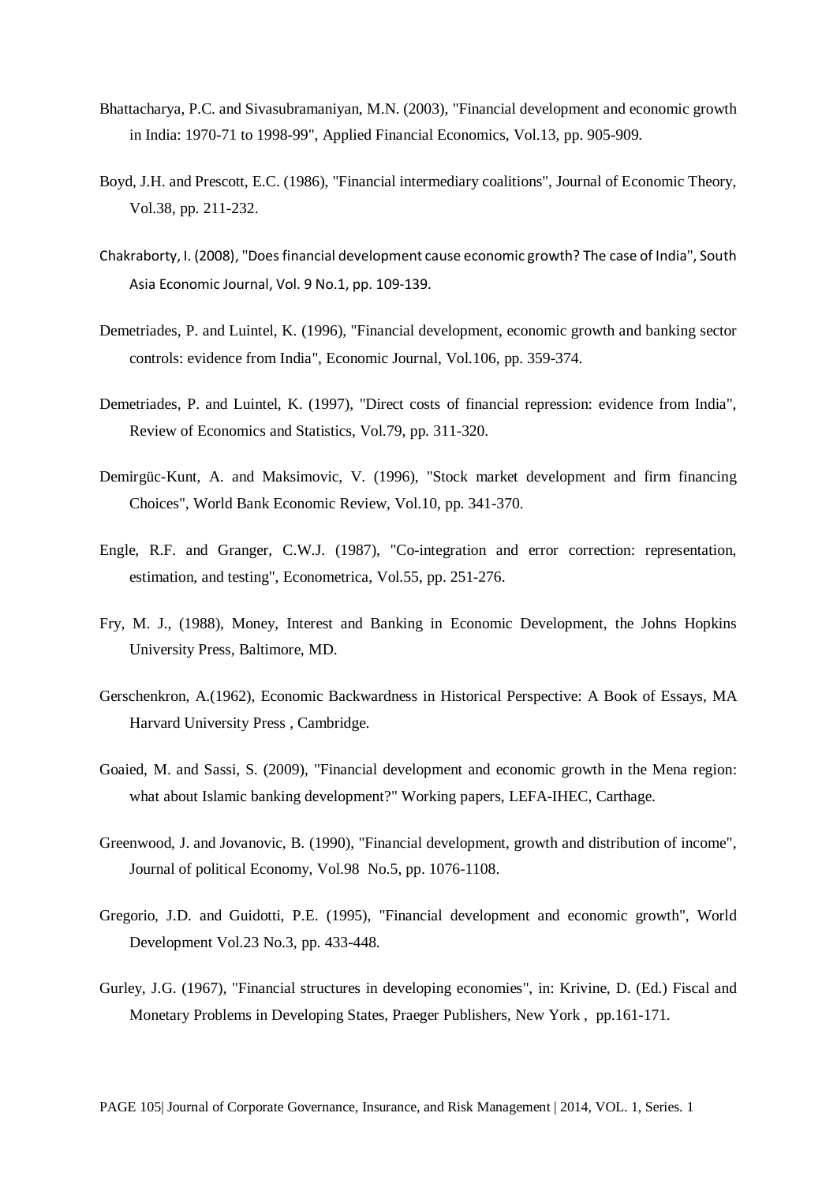Bhattacharya, P.C. and Sivasubramaniyan, M.N. (2003), "Financial development and economic growth in India: 1970-71 to 1998-99", Applied Financial Economics, Vol.13, pp. 905-909.

Boyd, J.H. and Prescott, E.C. (1986), "Financial intermediary coalitions", Journal of Economic Theory, Vol.38, pp. 211-232.

Chakraborty, I. (2008), "Does financial development cause economic growth? The case of India", South Asia Economic Journal, Vol. 9 No.1, pp. 109-139.

Demetriades, P. and Luintel, K. (1996), "Financial development, economic growth and banking sector controls: evidence from India", Economic Journal, Vol.106, pp. 359-374.

Demetriades, P. and Luintel, K. (1997), "Direct costs of financial repression: evidence from India", Review of Economics and Statistics, Vol.79, pp. 311-320.

Demirgüc-Kunt, A. and Maksimovic, V. (1996), "Stock market development and firm financing Choices", World Bank Economic Review, Vol.10, pp. 341-370.

Engle, R.F. and Granger, C.W.J. (1987), "Co-integration and error correction: representation, estimation, and testing", Econometrica, Vol.55, pp. 251-276.

Fry, M. J., (1988), Money, Interest and Banking in Economic Development, the Johns Hopkins University Press, Baltimore, MD.

Gerschenkron, A.(1962), Economic Backwardness in Historical Perspective: A Book of Essays, MA Harvard University Press , Cambridge.

Goaied, M. and Sassi, S. (2009), "Financial development and economic growth in the Mena region: what about Islamic banking development?" Working papers, LEFA-IHEC, Carthage.

Greenwood, J. and Jovanovic, B. (1990), "Financial development, growth and distribution of income", Journal of political Economy, Vol.98 No.5, pp. 1076-1108.

Gregorio, J.D. and Guidotti, P.E. (1995), "Financial development and economic growth", World Development Vol.23 No.3, pp. 433-448.

Gurley, J.G. (1967), "Financial structures in developing economies", in: Krivine, D. (Ed.) Fiscal and Monetary Problems in Developing States, Praeger Publishers, New York , pp.161-171.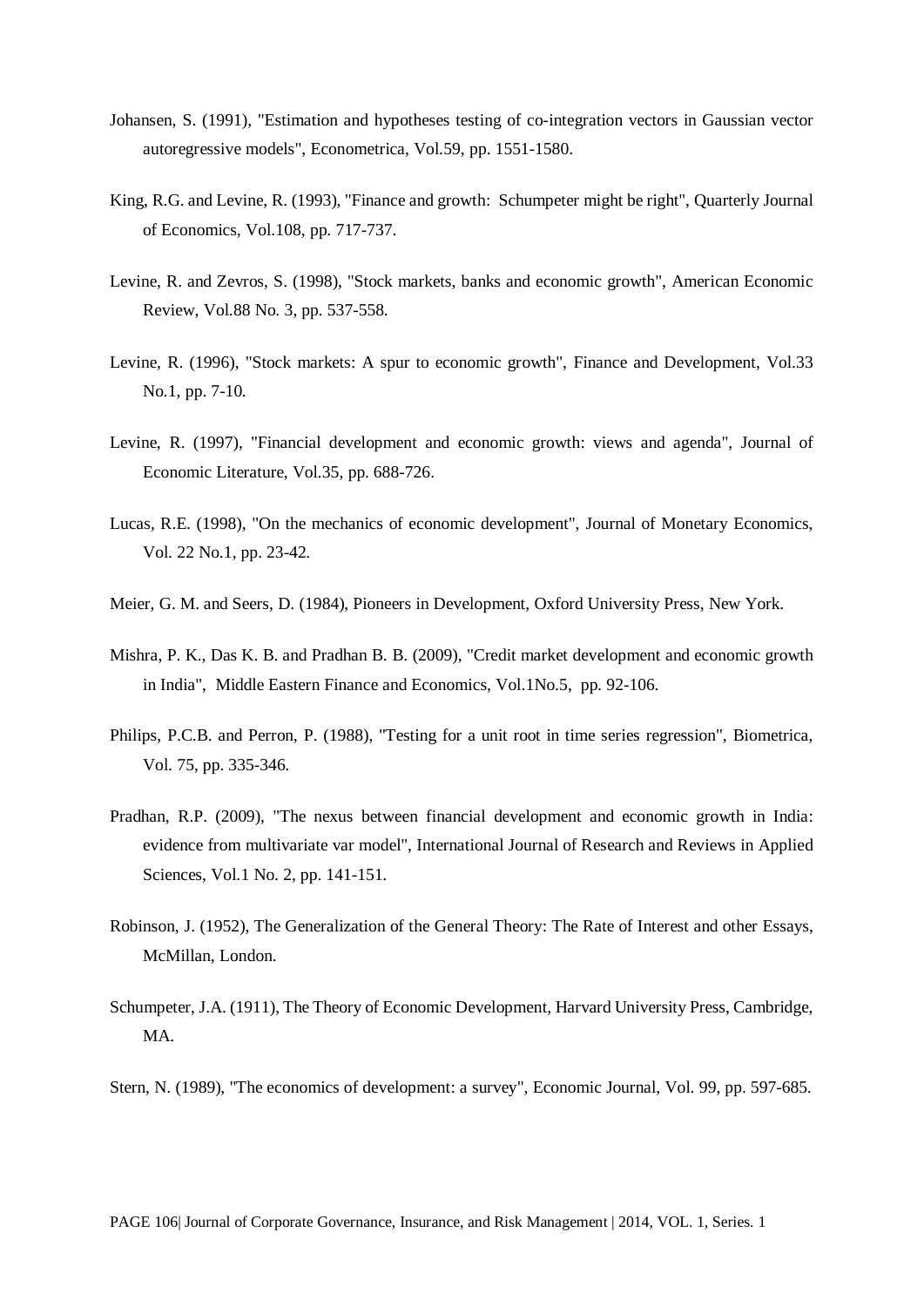Johansen, S. (1991), "Estimation and hypotheses testing of co-integration vectors in Gaussian vector autoregressive models", Econometrica, Vol.59, pp. 1551-1580.

King, R.G. and Levine, R. (1993), "Finance and growth: Schumpeter might be right", Quarterly Journal of Economics, Vol.108, pp. 717-737.

Levine, R. and Zevros, S. (1998), "Stock markets, banks and economic growth", American Economic Review, Vol.88 No. 3, pp. 537-558.

Levine, R. (1996), "Stock markets: A spur to economic growth", Finance and Development, Vol.33 No.1, pp. 7-10.

Levine, R. (1997), "Financial development and economic growth: views and agenda", Journal of Economic Literature, Vol.35, pp. 688-726.

Lucas, R.E. (1998), "On the mechanics of economic development", Journal of Monetary Economics, Vol. 22 No.1, pp. 23-42.

Meier, G. M. and Seers, D. (1984), Pioneers in Development, Oxford University Press, New York.

Mishra, P. K., Das K. B. and Pradhan B. B. (2009), "Credit market development and economic growth in India", Middle Eastern Finance and Economics, Vol.1No.5, pp. 92-106.

Philips, P.C.B. and Perron, P. (1988), "Testing for a unit root in time series regression", Biometrica, Vol. 75, pp. 335-346.

Pradhan, R.P. (2009), "The nexus between financial development and economic growth in India: evidence from multivariate var model", International Journal of Research and Reviews in Applied Sciences, Vol.1 No. 2, pp. 141-151.

Robinson, J. (1952), The Generalization of the General Theory: The Rate of Interest and other Essays, McMillan, London.

Schumpeter, J.A. (1911), The Theory of Economic Development, Harvard University Press, Cambridge, MA.

Stern, N. (1989), "The economics of development: a survey", Economic Journal, Vol. 99, pp. 597-685.